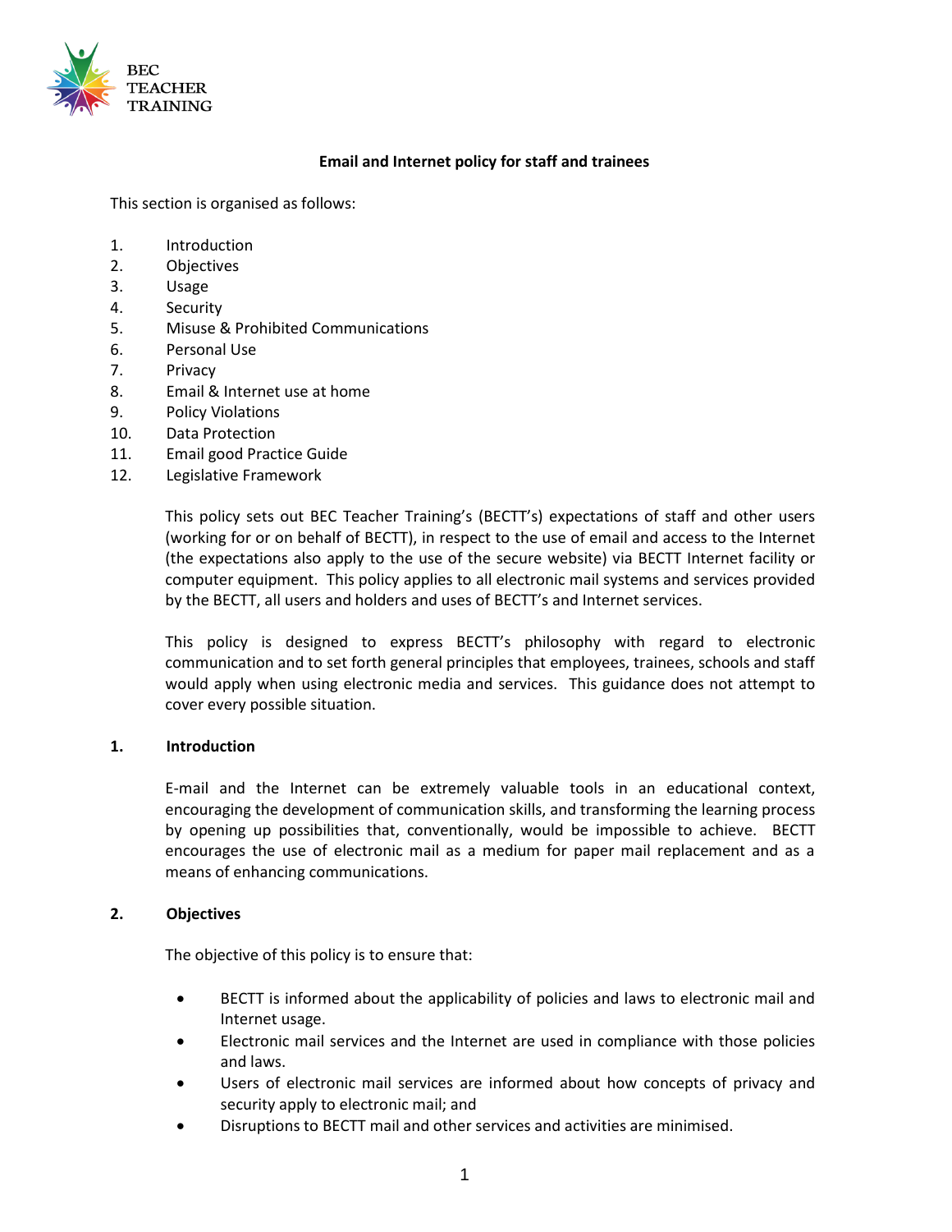BEC TEACHER TRAINING

# Email and Internet policy for staff and trainees

This section is organised as follows:

1. Introduction
2. Objectives
3. Usage
4. Security
5. Misuse & Prohibited Communications
6. Personal Use
7. Privacy
8. Email & Internet use at home
9. Policy Violations
10. Data Protection
11. Email good Practice Guide
12. Legislative Framework

This policy sets out BEC Teacher Training's (BECTT's) expectations of staff and other users (working for or on behalf of BECTT), in respect to the use of email and access to the Internet (the expectations also apply to the use of the secure website) via BECTT Internet facility or computer equipment. This policy applies to all electronic mail systems and services provided by the BECTT, all users and holders and uses of BECTT's and Internet services.

This policy is designed to express BECTT's philosophy with regard to electronic communication and to set forth general principles that employees, trainees, schools and staff would apply when using electronic media and services. This guidance does not attempt to cover every possible situation.

## 1. Introduction

E-mail and the Internet can be extremely valuable tools in an educational context, encouraging the development of communication skills, and transforming the learning process by opening up possibilities that, conventionally, would be impossible to achieve. BECTT encourages the use of electronic mail as a medium for paper mail replacement and as a means of enhancing communications.

## 2. Objectives

The objective of this policy is to ensure that:

- BECTT is informed about the applicability of policies and laws to electronic mail and Internet usage.
- Electronic mail services and the Internet are used in compliance with those policies and laws.
- Users of electronic mail services are informed about how concepts of privacy and security apply to electronic mail; and
- Disruptions to BECTT mail and other services and activities are minimised.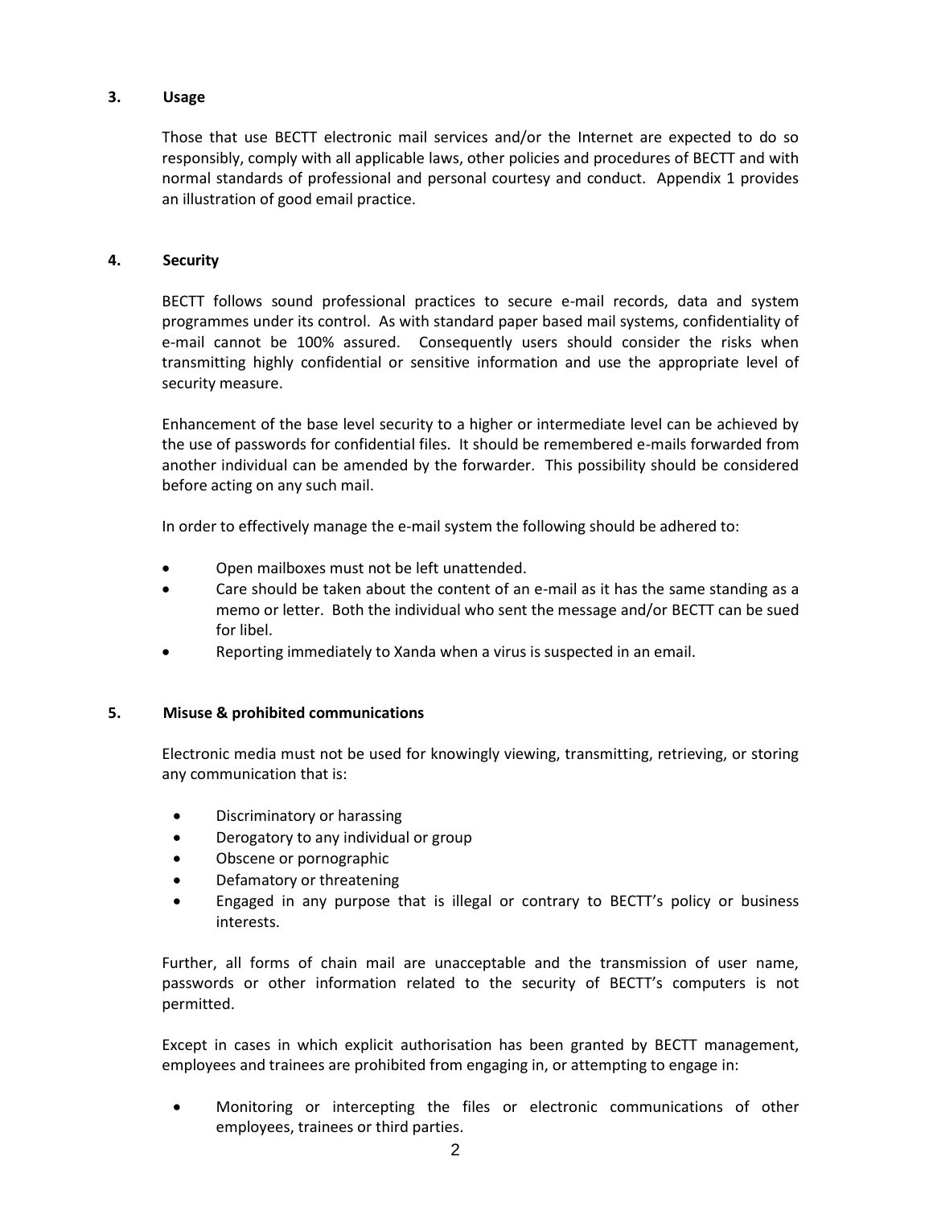## 3. Usage

Those that use BECTT electronic mail services and/or the Internet are expected to do so responsibly, comply with all applicable laws, other policies and procedures of BECTT and with normal standards of professional and personal courtesy and conduct. Appendix 1 provides an illustration of good email practice.

## 4. Security

BECTT follows sound professional practices to secure e-mail records, data and system programmes under its control. As with standard paper based mail systems, confidentiality of e-mail cannot be 100% assured. Consequently users should consider the risks when transmitting highly confidential or sensitive information and use the appropriate level of security measure.

Enhancement of the base level security to a higher or intermediate level can be achieved by the use of passwords for confidential files. It should be remembered e-mails forwarded from another individual can be amended by the forwarder. This possibility should be considered before acting on any such mail.

In order to effectively manage the e-mail system the following should be adhered to:

- Open mailboxes must not be left unattended.
- Care should be taken about the content of an e-mail as it has the same standing as a memo or letter. Both the individual who sent the message and/or BECTT can be sued for libel.
- Reporting immediately to Xanda when a virus is suspected in an email.

## 5. Misuse & prohibited communications

Electronic media must not be used for knowingly viewing, transmitting, retrieving, or storing any communication that is:

- Discriminatory or harassing
- Derogatory to any individual or group
- Obscene or pornographic
- Defamatory or threatening
- Engaged in any purpose that is illegal or contrary to BECTT's policy or business interests.

Further, all forms of chain mail are unacceptable and the transmission of user name, passwords or other information related to the security of BECTT's computers is not permitted.

Except in cases in which explicit authorisation has been granted by BECTT management, employees and trainees are prohibited from engaging in, or attempting to engage in:

- Monitoring or intercepting the files or electronic communications of other employees, trainees or third parties.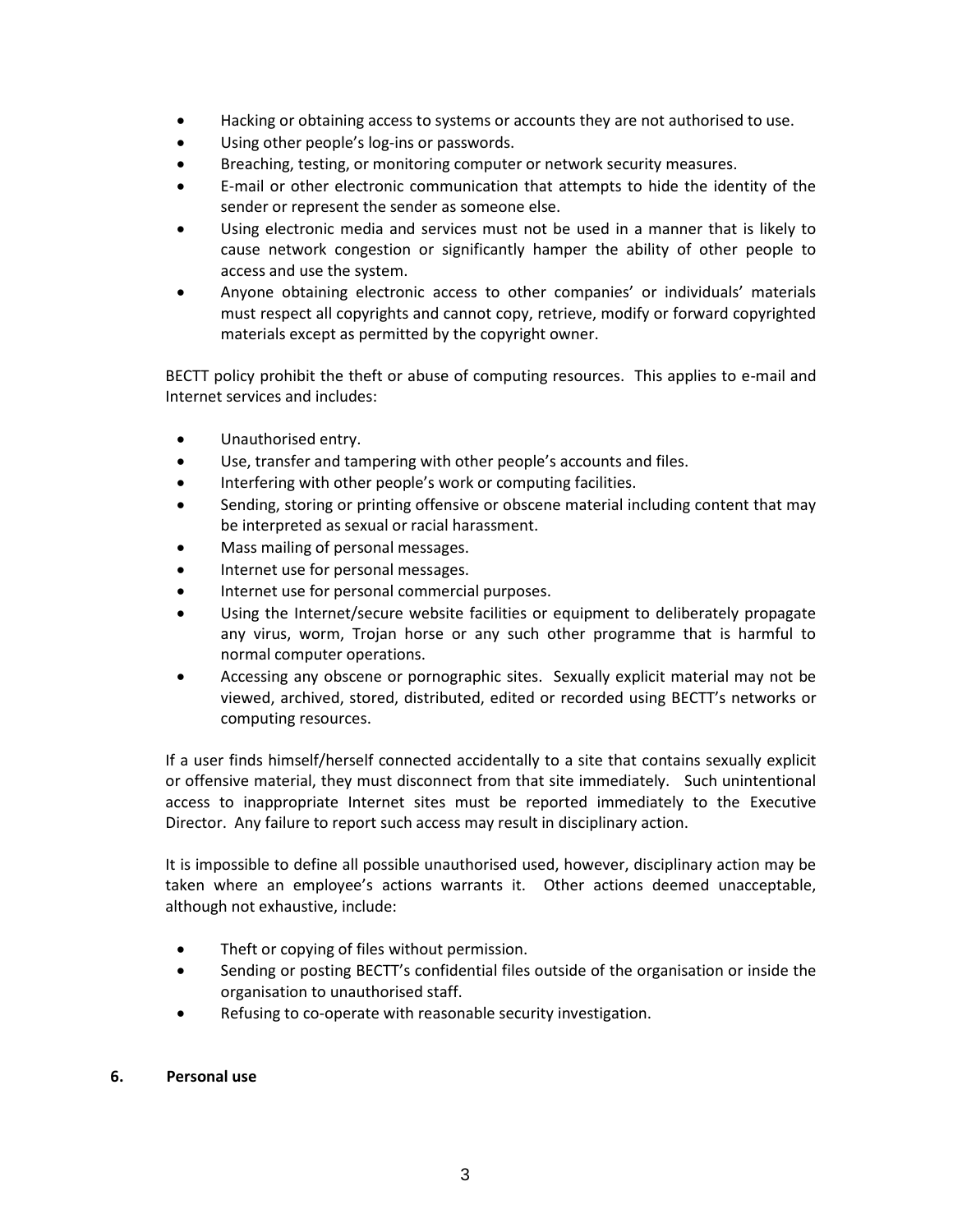- Hacking or obtaining access to systems or accounts they are not authorised to use.
- Using other people's log-ins or passwords.
- Breaching, testing, or monitoring computer or network security measures.
- E-mail or other electronic communication that attempts to hide the identity of the sender or represent the sender as someone else.
- Using electronic media and services must not be used in a manner that is likely to cause network congestion or significantly hamper the ability of other people to access and use the system.
- Anyone obtaining electronic access to other companies' or individuals' materials must respect all copyrights and cannot copy, retrieve, modify or forward copyrighted materials except as permitted by the copyright owner.

BECTT policy prohibit the theft or abuse of computing resources. This applies to e-mail and Internet services and includes:

- Unauthorised entry.
- Use, transfer and tampering with other people's accounts and files.
- Interfering with other people's work or computing facilities.
- Sending, storing or printing offensive or obscene material including content that may be interpreted as sexual or racial harassment.
- Mass mailing of personal messages.
- Internet use for personal messages.
- Internet use for personal commercial purposes.
- Using the Internet/secure website facilities or equipment to deliberately propagate any virus, worm, Trojan horse or any such other programme that is harmful to normal computer operations.
- Accessing any obscene or pornographic sites. Sexually explicit material may not be viewed, archived, stored, distributed, edited or recorded using BECTT's networks or computing resources.

If a user finds himself/herself connected accidentally to a site that contains sexually explicit or offensive material, they must disconnect from that site immediately. Such unintentional access to inappropriate Internet sites must be reported immediately to the Executive Director. Any failure to report such access may result in disciplinary action.

It is impossible to define all possible unauthorised used, however, disciplinary action may be taken where an employee's actions warrants it. Other actions deemed unacceptable, although not exhaustive, include:

- Theft or copying of files without permission.
- Sending or posting BECTT's confidential files outside of the organisation or inside the organisation to unauthorised staff.
- Refusing to co-operate with reasonable security investigation.

## 6. Personal use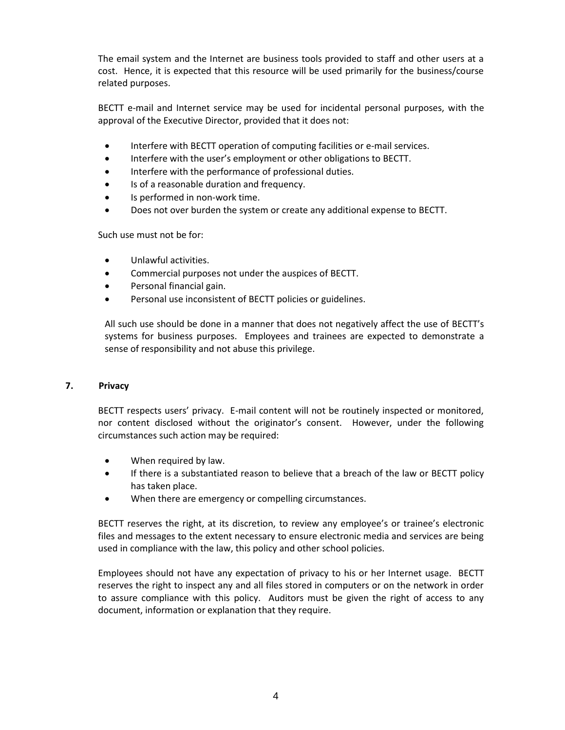The email system and the Internet are business tools provided to staff and other users at a cost. Hence, it is expected that this resource will be used primarily for the business/course related purposes.

BECTT e-mail and Internet service may be used for incidental personal purposes, with the approval of the Executive Director, provided that it does not:

- Interfere with BECTT operation of computing facilities or e-mail services.
- Interfere with the user's employment or other obligations to BECTT.
- Interfere with the performance of professional duties.
- Is of a reasonable duration and frequency.
- Is performed in non-work time.
- Does not over burden the system or create any additional expense to BECTT.

Such use must not be for:

- Unlawful activities.
- Commercial purposes not under the auspices of BECTT.
- Personal financial gain.
- Personal use inconsistent of BECTT policies or guidelines.

All such use should be done in a manner that does not negatively affect the use of BECTT's systems for business purposes. Employees and trainees are expected to demonstrate a sense of responsibility and not abuse this privilege.

## 7. Privacy

BECTT respects users' privacy. E-mail content will not be routinely inspected or monitored, nor content disclosed without the originator's consent. However, under the following circumstances such action may be required:

- When required by law.
- If there is a substantiated reason to believe that a breach of the law or BECTT policy has taken place.
- When there are emergency or compelling circumstances.

BECTT reserves the right, at its discretion, to review any employee's or trainee's electronic files and messages to the extent necessary to ensure electronic media and services are being used in compliance with the law, this policy and other school policies.

Employees should not have any expectation of privacy to his or her Internet usage. BECTT reserves the right to inspect any and all files stored in computers or on the network in order to assure compliance with this policy. Auditors must be given the right of access to any document, information or explanation that they require.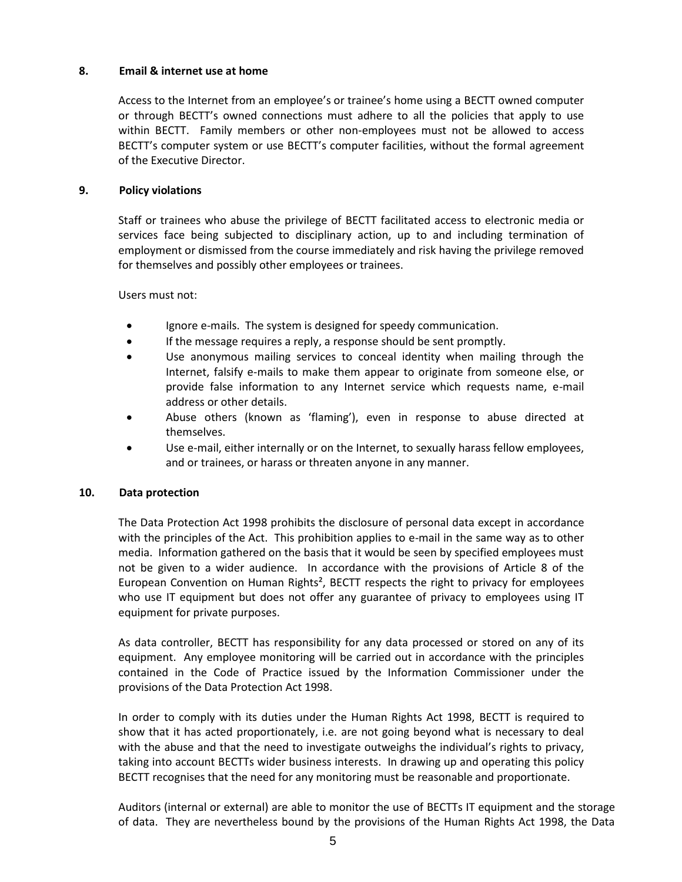## 8. Email & internet use at home

Access to the Internet from an employee's or trainee's home using a BECTT owned computer or through BECTT's owned connections must adhere to all the policies that apply to use within BECTT. Family members or other non-employees must not be allowed to access BECTT's computer system or use BECTT's computer facilities, without the formal agreement of the Executive Director.

## 9. Policy violations

Staff or trainees who abuse the privilege of BECTT facilitated access to electronic media or services face being subjected to disciplinary action, up to and including termination of employment or dismissed from the course immediately and risk having the privilege removed for themselves and possibly other employees or trainees.

Users must not:

- Ignore e-mails. The system is designed for speedy communication.
- If the message requires a reply, a response should be sent promptly.
- Use anonymous mailing services to conceal identity when mailing through the Internet, falsify e-mails to make them appear to originate from someone else, or provide false information to any Internet service which requests name, e-mail address or other details.
- Abuse others (known as 'flaming'), even in response to abuse directed at themselves.
- Use e-mail, either internally or on the Internet, to sexually harass fellow employees, and or trainees, or harass or threaten anyone in any manner.

## 10. Data protection

The Data Protection Act 1998 prohibits the disclosure of personal data except in accordance with the principles of the Act. This prohibition applies to e-mail in the same way as to other media. Information gathered on the basis that it would be seen by specified employees must not be given to a wider audience. In accordance with the provisions of Article 8 of the European Convention on Human Rights[2], BECTT respects the right to privacy for employees who use IT equipment but does not offer any guarantee of privacy to employees using IT equipment for private purposes.

As data controller, BECTT has responsibility for any data processed or stored on any of its equipment. Any employee monitoring will be carried out in accordance with the principles contained in the Code of Practice issued by the Information Commissioner under the provisions of the Data Protection Act 1998.

In order to comply with its duties under the Human Rights Act 1998, BECTT is required to show that it has acted proportionately, i.e. are not going beyond what is necessary to deal with the abuse and that the need to investigate outweighs the individual's rights to privacy, taking into account BECTTs wider business interests. In drawing up and operating this policy BECTT recognises that the need for any monitoring must be reasonable and proportionate.

Auditors (internal or external) are able to monitor the use of BECTTs IT equipment and the storage of data. They are nevertheless bound by the provisions of the Human Rights Act 1998, the Data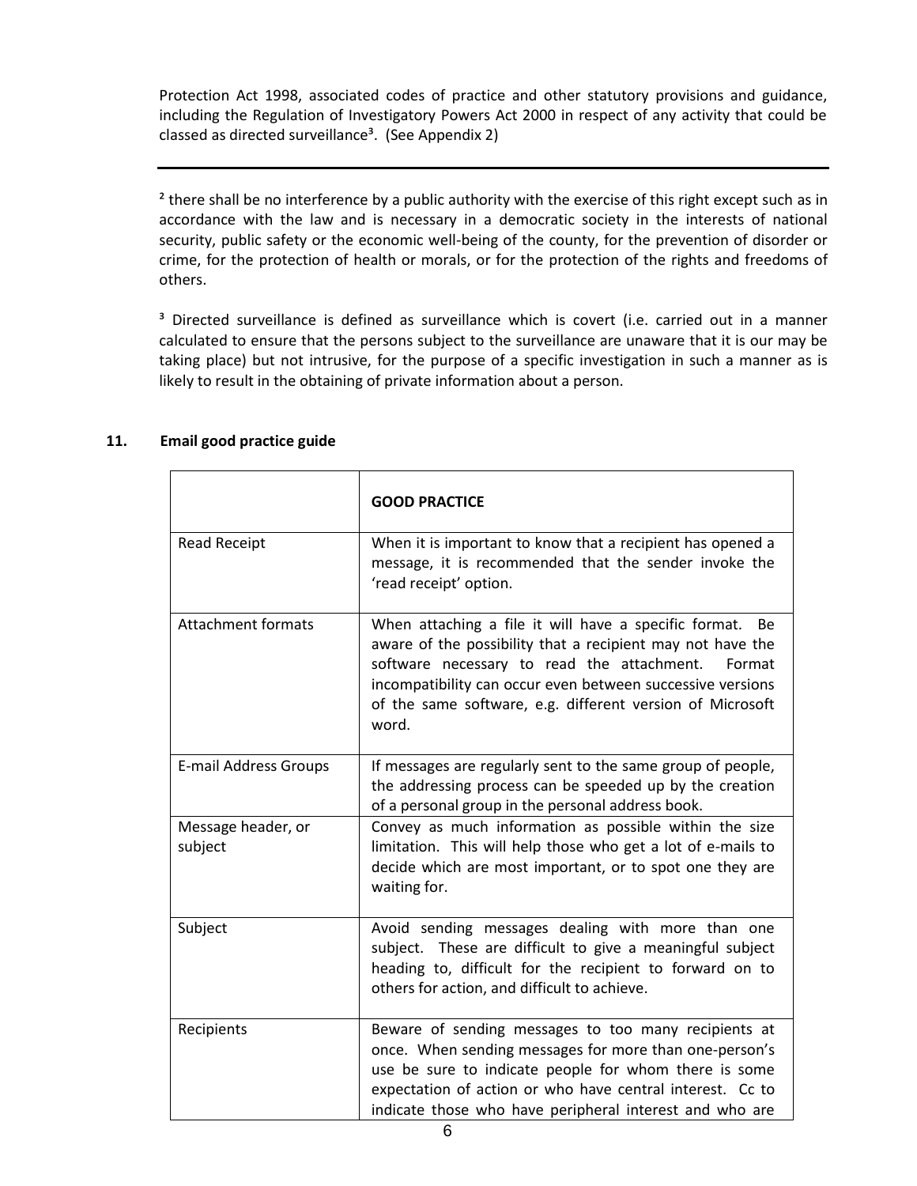Protection Act 1998, associated codes of practice and other statutory provisions and guidance, including the Regulation of Investigatory Powers Act 2000 in respect of any activity that could be classed as directed surveillance[3]. (See Appendix 2)

---

[2] there shall be no interference by a public authority with the exercise of this right except such as in accordance with the law and is necessary in a democratic society in the interests of national security, public safety or the economic well-being of the county, for the prevention of disorder or crime, for the protection of health or morals, or for the protection of the rights and freedoms of others.

[3] Directed surveillance is defined as surveillance which is covert (i.e. carried out in a manner calculated to ensure that the persons subject to the surveillance are unaware that it is our may be taking place) but not intrusive, for the purpose of a specific investigation in such a manner as is likely to result in the obtaining of private information about a person.

## 11. Email good practice guide

| | **GOOD PRACTICE** |
|---|---|
| Read Receipt | When it is important to know that a recipient has opened a message, it is recommended that the sender invoke the 'read receipt' option. |
| Attachment formats | When attaching a file it will have a specific format. Be aware of the possibility that a recipient may not have the software necessary to read the attachment. Format incompatibility can occur even between successive versions of the same software, e.g. different version of Microsoft word. |
| E-mail Address Groups | If messages are regularly sent to the same group of people, the addressing process can be speeded up by the creation of a personal group in the personal address book. |
| Message header, or subject | Convey as much information as possible within the size limitation. This will help those who get a lot of e-mails to decide which are most important, or to spot one they are waiting for. |
| Subject | Avoid sending messages dealing with more than one subject. These are difficult to give a meaningful subject heading to, difficult for the recipient to forward on to others for action, and difficult to achieve. |
| Recipients | Beware of sending messages to too many recipients at once. When sending messages for more than one-person's use be sure to indicate people for whom there is some expectation of action or who have central interest. Cc to indicate those who have peripheral interest and who are |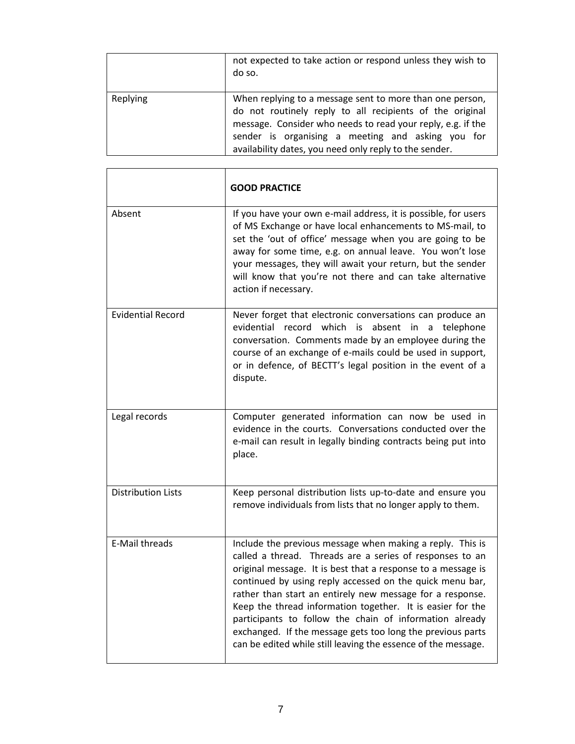| | |
|---|---|
| | not expected to take action or respond unless they wish to do so. |
| Replying | When replying to a message sent to more than one person, do not routinely reply to all recipients of the original message. Consider who needs to read your reply, e.g. if the sender is organising a meeting and asking you for availability dates, you need only reply to the sender. |

| | **GOOD PRACTICE** |
|---|---|
| Absent | If you have your own e-mail address, it is possible, for users of MS Exchange or have local enhancements to MS-mail, to set the 'out of office' message when you are going to be away for some time, e.g. on annual leave. You won't lose your messages, they will await your return, but the sender will know that you're not there and can take alternative action if necessary. |
| Evidential Record | Never forget that electronic conversations can produce an evidential record which is absent in a telephone conversation. Comments made by an employee during the course of an exchange of e-mails could be used in support, or in defence, of BECTT's legal position in the event of a dispute. |
| Legal records | Computer generated information can now be used in evidence in the courts. Conversations conducted over the e-mail can result in legally binding contracts being put into place. |
| Distribution Lists | Keep personal distribution lists up-to-date and ensure you remove individuals from lists that no longer apply to them. |
| E-Mail threads | Include the previous message when making a reply. This is called a thread. Threads are a series of responses to an original message. It is best that a response to a message is continued by using reply accessed on the quick menu bar, rather than start an entirely new message for a response. Keep the thread information together. It is easier for the participants to follow the chain of information already exchanged. If the message gets too long the previous parts can be edited while still leaving the essence of the message. |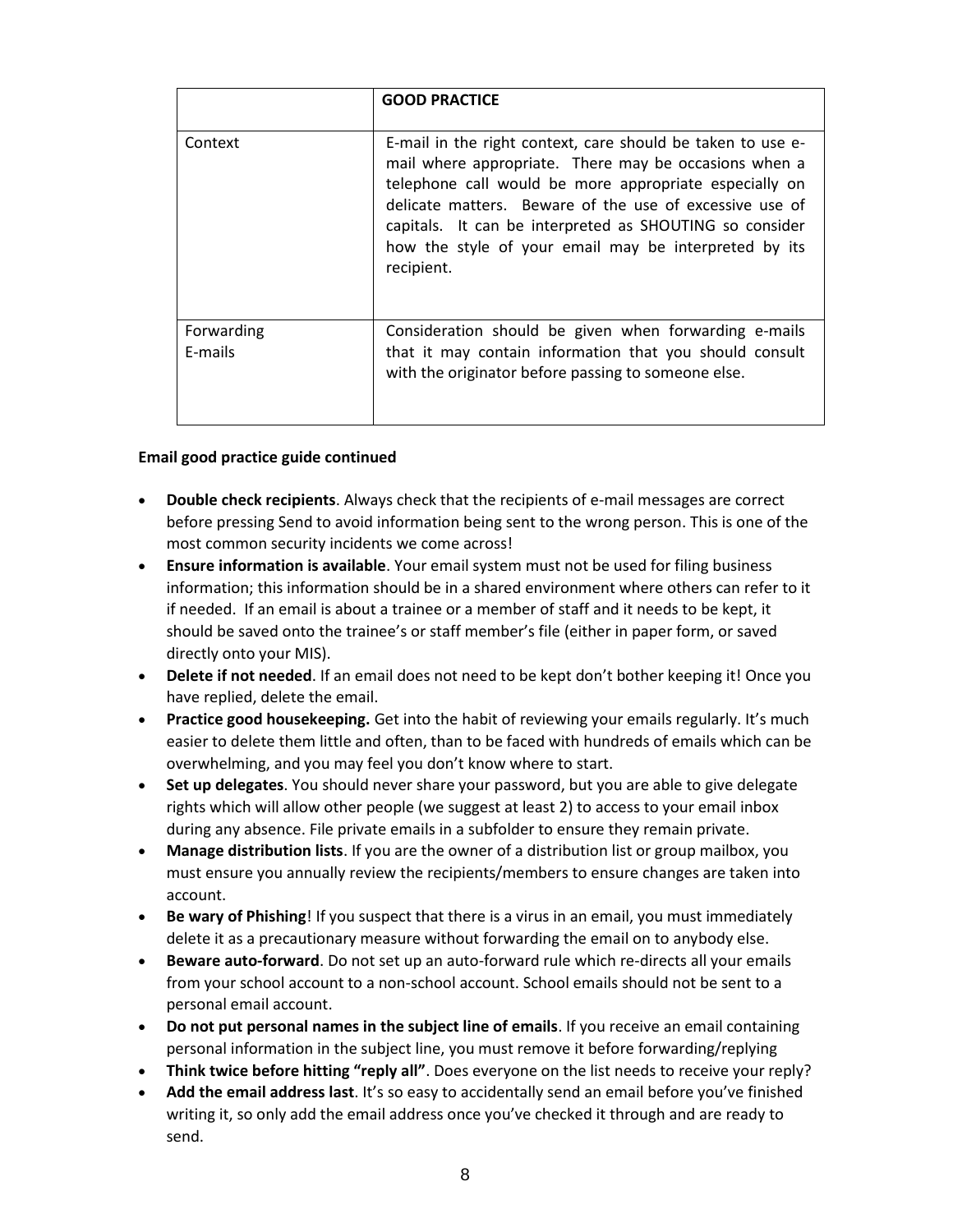| | **GOOD PRACTICE** |
|---|---|
| Context | E-mail in the right context, care should be taken to use e-mail where appropriate. There may be occasions when a telephone call would be more appropriate especially on delicate matters. Beware of the use of excessive use of capitals. It can be interpreted as SHOUTING so consider how the style of your email may be interpreted by its recipient. |
| Forwarding E-mails | Consideration should be given when forwarding e-mails that it may contain information that you should consult with the originator before passing to someone else. |

**Email good practice guide continued**

- **Double check recipients**. Always check that the recipients of e-mail messages are correct before pressing Send to avoid information being sent to the wrong person. This is one of the most common security incidents we come across!
- **Ensure information is available**. Your email system must not be used for filing business information; this information should be in a shared environment where others can refer to it if needed. If an email is about a trainee or a member of staff and it needs to be kept, it should be saved onto the trainee's or staff member's file (either in paper form, or saved directly onto your MIS).
- **Delete if not needed**. If an email does not need to be kept don't bother keeping it! Once you have replied, delete the email.
- **Practice good housekeeping.** Get into the habit of reviewing your emails regularly. It's much easier to delete them little and often, than to be faced with hundreds of emails which can be overwhelming, and you may feel you don't know where to start.
- **Set up delegates**. You should never share your password, but you are able to give delegate rights which will allow other people (we suggest at least 2) to access to your email inbox during any absence. File private emails in a subfolder to ensure they remain private.
- **Manage distribution lists**. If you are the owner of a distribution list or group mailbox, you must ensure you annually review the recipients/members to ensure changes are taken into account.
- **Be wary of Phishing**! If you suspect that there is a virus in an email, you must immediately delete it as a precautionary measure without forwarding the email on to anybody else.
- **Beware auto-forward**. Do not set up an auto-forward rule which re-directs all your emails from your school account to a non-school account. School emails should not be sent to a personal email account.
- **Do not put personal names in the subject line of emails**. If you receive an email containing personal information in the subject line, you must remove it before forwarding/replying
- **Think twice before hitting "reply all"**. Does everyone on the list needs to receive your reply?
- **Add the email address last**. It's so easy to accidentally send an email before you've finished writing it, so only add the email address once you've checked it through and are ready to send.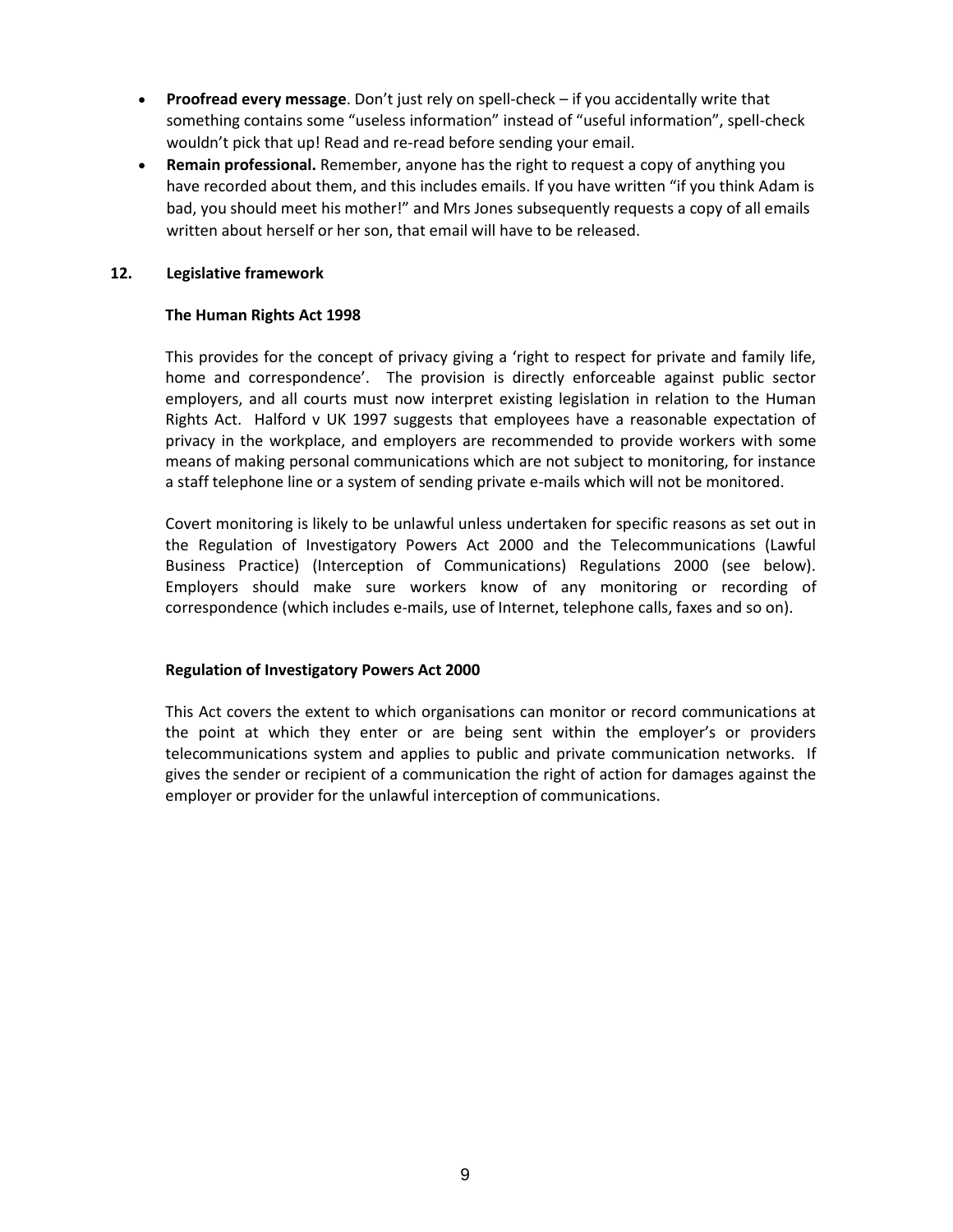- **Proofread every message**. Don't just rely on spell-check – if you accidentally write that something contains some "useless information" instead of "useful information", spell-check wouldn't pick that up! Read and re-read before sending your email.
- **Remain professional.** Remember, anyone has the right to request a copy of anything you have recorded about them, and this includes emails. If you have written "if you think Adam is bad, you should meet his mother!" and Mrs Jones subsequently requests a copy of all emails written about herself or her son, that email will have to be released.

## 12. Legislative framework

### The Human Rights Act 1998

This provides for the concept of privacy giving a 'right to respect for private and family life, home and correspondence'. The provision is directly enforceable against public sector employers, and all courts must now interpret existing legislation in relation to the Human Rights Act. Halford v UK 1997 suggests that employees have a reasonable expectation of privacy in the workplace, and employers are recommended to provide workers with some means of making personal communications which are not subject to monitoring, for instance a staff telephone line or a system of sending private e-mails which will not be monitored.

Covert monitoring is likely to be unlawful unless undertaken for specific reasons as set out in the Regulation of Investigatory Powers Act 2000 and the Telecommunications (Lawful Business Practice) (Interception of Communications) Regulations 2000 (see below). Employers should make sure workers know of any monitoring or recording of correspondence (which includes e-mails, use of Internet, telephone calls, faxes and so on).

### Regulation of Investigatory Powers Act 2000

This Act covers the extent to which organisations can monitor or record communications at the point at which they enter or are being sent within the employer's or providers telecommunications system and applies to public and private communication networks. If gives the sender or recipient of a communication the right of action for damages against the employer or provider for the unlawful interception of communications.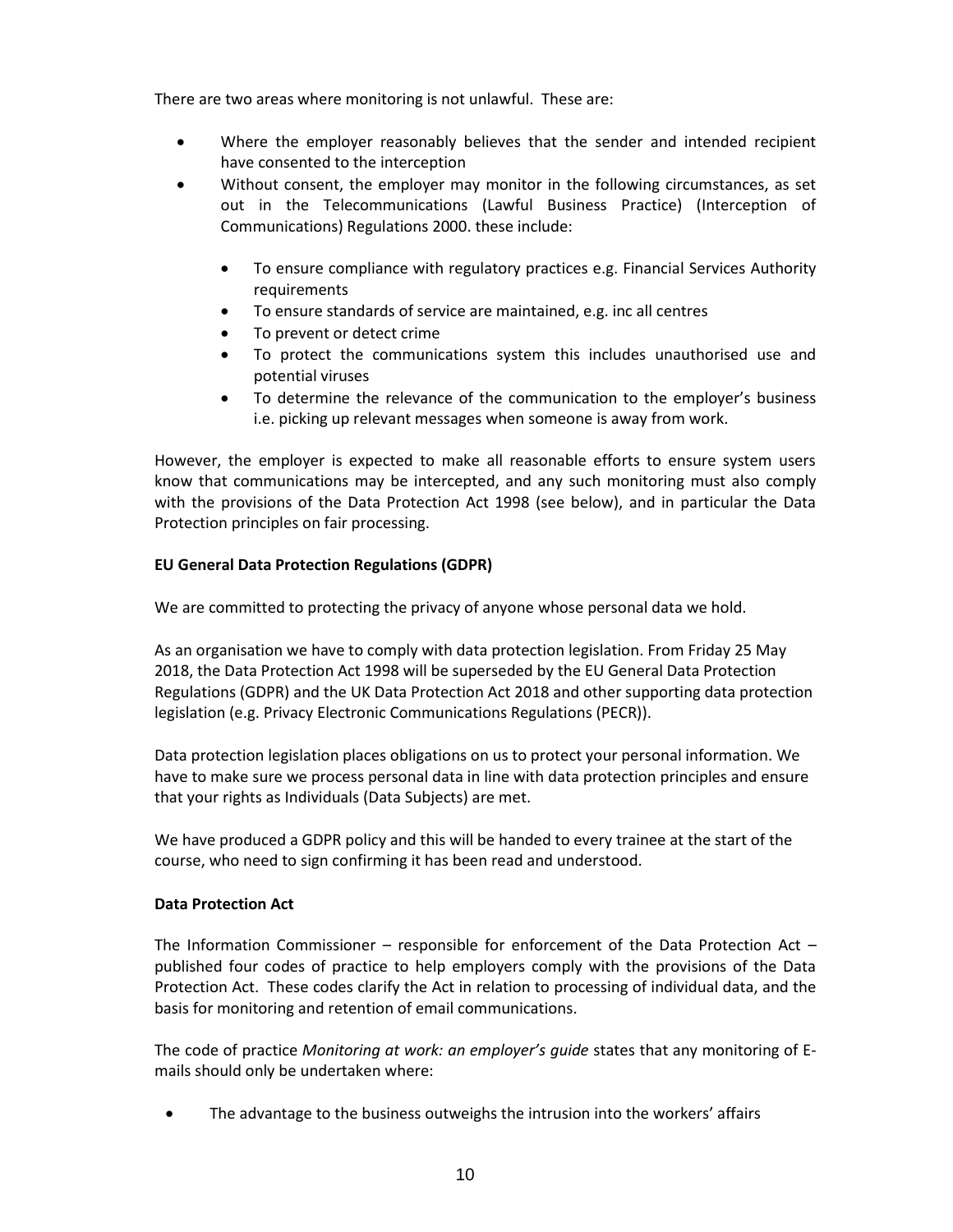There are two areas where monitoring is not unlawful. These are:

- Where the employer reasonably believes that the sender and intended recipient have consented to the interception
- Without consent, the employer may monitor in the following circumstances, as set out in the Telecommunications (Lawful Business Practice) (Interception of Communications) Regulations 2000. these include:
    - To ensure compliance with regulatory practices e.g. Financial Services Authority requirements
    - To ensure standards of service are maintained, e.g. inc all centres
    - To prevent or detect crime
    - To protect the communications system this includes unauthorised use and potential viruses
    - To determine the relevance of the communication to the employer's business i.e. picking up relevant messages when someone is away from work.

However, the employer is expected to make all reasonable efforts to ensure system users know that communications may be intercepted, and any such monitoring must also comply with the provisions of the Data Protection Act 1998 (see below), and in particular the Data Protection principles on fair processing.

**EU General Data Protection Regulations (GDPR)**

We are committed to protecting the privacy of anyone whose personal data we hold.

As an organisation we have to comply with data protection legislation. From Friday 25 May 2018, the Data Protection Act 1998 will be superseded by the EU General Data Protection Regulations (GDPR) and the UK Data Protection Act 2018 and other supporting data protection legislation (e.g. Privacy Electronic Communications Regulations (PECR)).

Data protection legislation places obligations on us to protect your personal information. We have to make sure we process personal data in line with data protection principles and ensure that your rights as Individuals (Data Subjects) are met.

We have produced a GDPR policy and this will be handed to every trainee at the start of the course, who need to sign confirming it has been read and understood.

**Data Protection Act**

The Information Commissioner – responsible for enforcement of the Data Protection Act – published four codes of practice to help employers comply with the provisions of the Data Protection Act. These codes clarify the Act in relation to processing of individual data, and the basis for monitoring and retention of email communications.

The code of practice *Monitoring at work: an employer's guide* states that any monitoring of E-mails should only be undertaken where:

- The advantage to the business outweighs the intrusion into the workers' affairs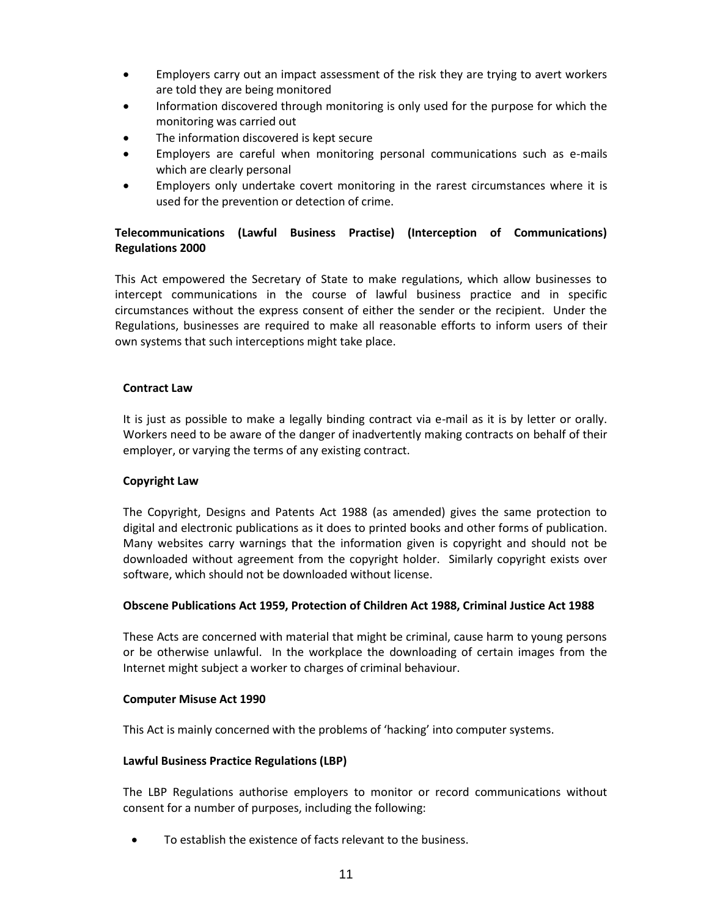- Employers carry out an impact assessment of the risk they are trying to avert workers are told they are being monitored
- Information discovered through monitoring is only used for the purpose for which the monitoring was carried out
- The information discovered is kept secure
- Employers are careful when monitoring personal communications such as e-mails which are clearly personal
- Employers only undertake covert monitoring in the rarest circumstances where it is used for the prevention or detection of crime.

**Telecommunications (Lawful Business Practise) (Interception of Communications) Regulations 2000**

This Act empowered the Secretary of State to make regulations, which allow businesses to intercept communications in the course of lawful business practice and in specific circumstances without the express consent of either the sender or the recipient. Under the Regulations, businesses are required to make all reasonable efforts to inform users of their own systems that such interceptions might take place.

**Contract Law**

It is just as possible to make a legally binding contract via e-mail as it is by letter or orally. Workers need to be aware of the danger of inadvertently making contracts on behalf of their employer, or varying the terms of any existing contract.

**Copyright Law**

The Copyright, Designs and Patents Act 1988 (as amended) gives the same protection to digital and electronic publications as it does to printed books and other forms of publication. Many websites carry warnings that the information given is copyright and should not be downloaded without agreement from the copyright holder. Similarly copyright exists over software, which should not be downloaded without license.

**Obscene Publications Act 1959, Protection of Children Act 1988, Criminal Justice Act 1988**

These Acts are concerned with material that might be criminal, cause harm to young persons or be otherwise unlawful. In the workplace the downloading of certain images from the Internet might subject a worker to charges of criminal behaviour.

**Computer Misuse Act 1990**

This Act is mainly concerned with the problems of 'hacking' into computer systems.

**Lawful Business Practice Regulations (LBP)**

The LBP Regulations authorise employers to monitor or record communications without consent for a number of purposes, including the following:

- To establish the existence of facts relevant to the business.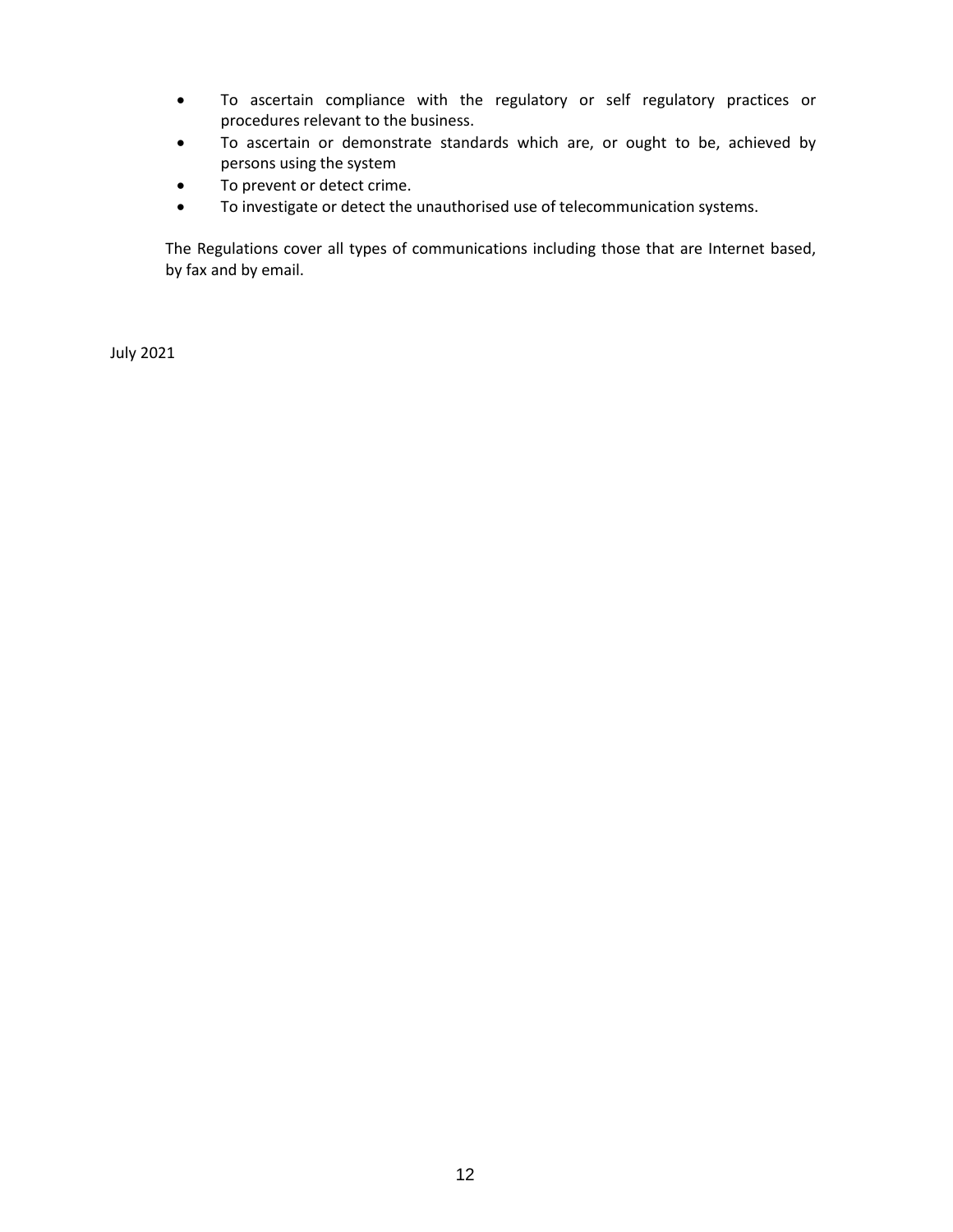- To ascertain compliance with the regulatory or self regulatory practices or procedures relevant to the business.
- To ascertain or demonstrate standards which are, or ought to be, achieved by persons using the system
- To prevent or detect crime.
- To investigate or detect the unauthorised use of telecommunication systems.

The Regulations cover all types of communications including those that are Internet based, by fax and by email.

July 2021